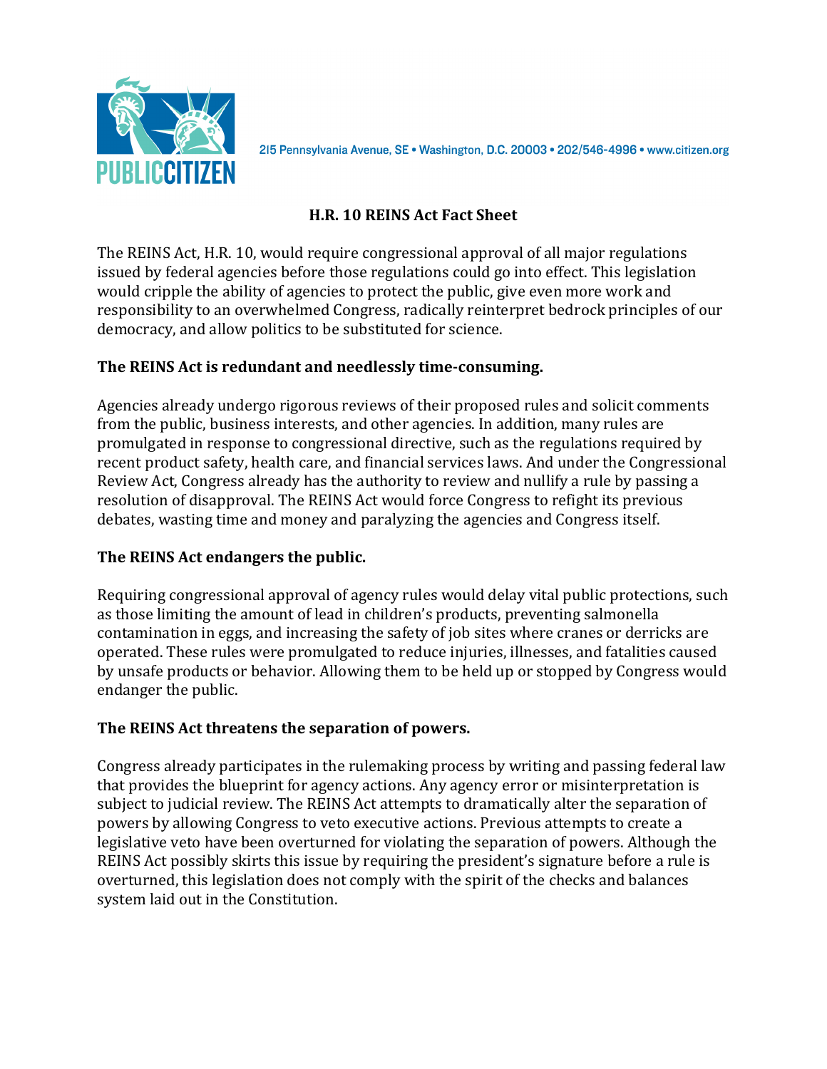PUBLIC CITIZEN

215 Pennsylvania Avenue, SE • Washington, D.C. 20003 • 202/546-4996 • www.citizen.org

# H.R. 10 REINS Act Fact Sheet

The REINS Act, H.R. 10, would require congressional approval of all major regulations issued by federal agencies before those regulations could go into effect. This legislation would cripple the ability of agencies to protect the public, give even more work and responsibility to an overwhelmed Congress, radically reinterpret bedrock principles of our democracy, and allow politics to be substituted for science.

## The REINS Act is redundant and needlessly time-consuming.

Agencies already undergo rigorous reviews of their proposed rules and solicit comments from the public, business interests, and other agencies. In addition, many rules are promulgated in response to congressional directive, such as the regulations required by recent product safety, health care, and financial services laws. And under the Congressional Review Act, Congress already has the authority to review and nullify a rule by passing a resolution of disapproval. The REINS Act would force Congress to refight its previous debates, wasting time and money and paralyzing the agencies and Congress itself.

## The REINS Act endangers the public.

Requiring congressional approval of agency rules would delay vital public protections, such as those limiting the amount of lead in children's products, preventing salmonella contamination in eggs, and increasing the safety of job sites where cranes or derricks are operated. These rules were promulgated to reduce injuries, illnesses, and fatalities caused by unsafe products or behavior. Allowing them to be held up or stopped by Congress would endanger the public.

## The REINS Act threatens the separation of powers.

Congress already participates in the rulemaking process by writing and passing federal law that provides the blueprint for agency actions. Any agency error or misinterpretation is subject to judicial review. The REINS Act attempts to dramatically alter the separation of powers by allowing Congress to veto executive actions. Previous attempts to create a legislative veto have been overturned for violating the separation of powers. Although the REINS Act possibly skirts this issue by requiring the president's signature before a rule is overturned, this legislation does not comply with the spirit of the checks and balances system laid out in the Constitution.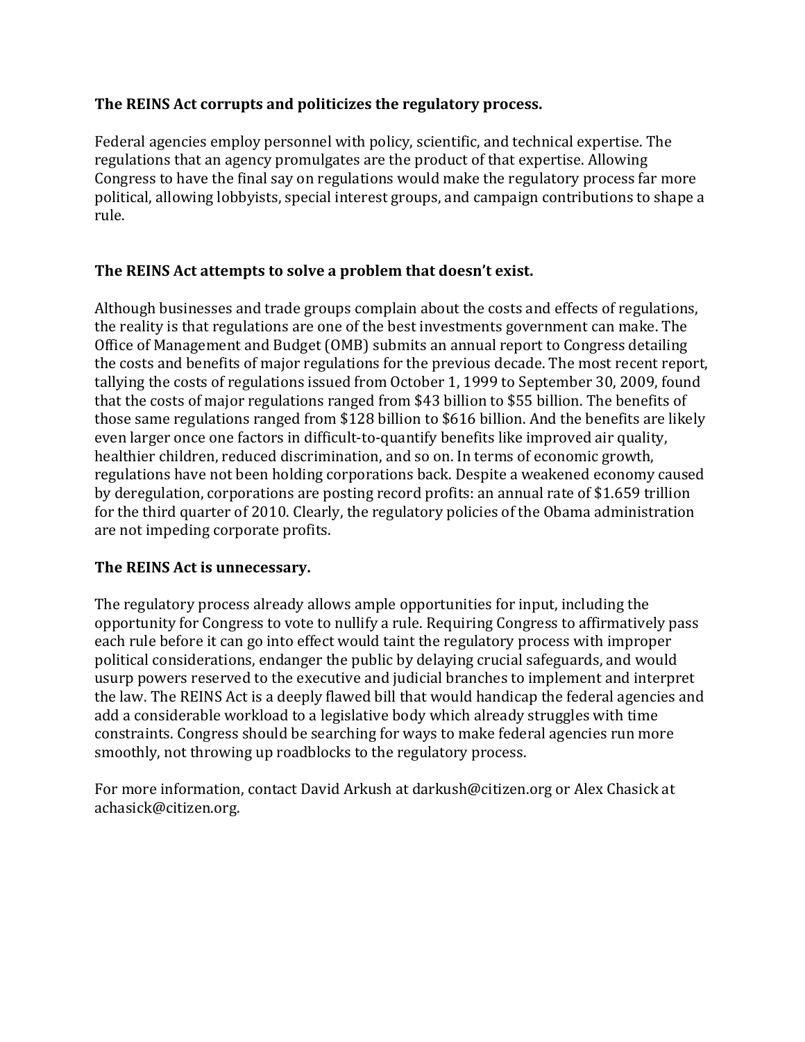**The REINS Act corrupts and politicizes the regulatory process.**

Federal agencies employ personnel with policy, scientific, and technical expertise. The regulations that an agency promulgates are the product of that expertise. Allowing Congress to have the final say on regulations would make the regulatory process far more political, allowing lobbyists, special interest groups, and campaign contributions to shape a rule.

**The REINS Act attempts to solve a problem that doesn't exist.**

Although businesses and trade groups complain about the costs and effects of regulations, the reality is that regulations are one of the best investments government can make. The Office of Management and Budget (OMB) submits an annual report to Congress detailing the costs and benefits of major regulations for the previous decade. The most recent report, tallying the costs of regulations issued from October 1, 1999 to September 30, 2009, found that the costs of major regulations ranged from $43 billion to $55 billion. The benefits of those same regulations ranged from $128 billion to $616 billion. And the benefits are likely even larger once one factors in difficult-to-quantify benefits like improved air quality, healthier children, reduced discrimination, and so on. In terms of economic growth, regulations have not been holding corporations back. Despite a weakened economy caused by deregulation, corporations are posting record profits: an annual rate of $1.659 trillion for the third quarter of 2010. Clearly, the regulatory policies of the Obama administration are not impeding corporate profits.

**The REINS Act is unnecessary.**

The regulatory process already allows ample opportunities for input, including the opportunity for Congress to vote to nullify a rule. Requiring Congress to affirmatively pass each rule before it can go into effect would taint the regulatory process with improper political considerations, endanger the public by delaying crucial safeguards, and would usurp powers reserved to the executive and judicial branches to implement and interpret the law. The REINS Act is a deeply flawed bill that would handicap the federal agencies and add a considerable workload to a legislative body which already struggles with time constraints. Congress should be searching for ways to make federal agencies run more smoothly, not throwing up roadblocks to the regulatory process.

For more information, contact David Arkush at darkush@citizen.org or Alex Chasick at achasick@citizen.org.